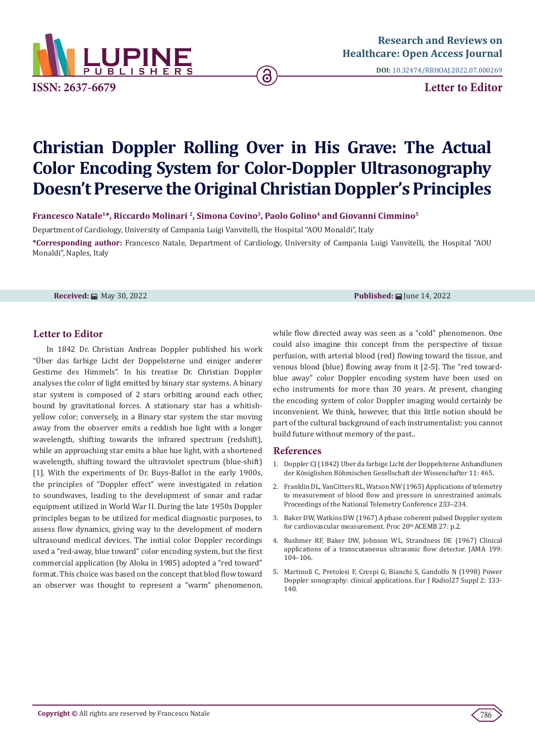# Christian Doppler Rolling Over in His Grave: The Actual Color Encoding System for Color-Doppler Ultrasonography Doesn't Preserve the Original Christian Doppler's Principles

**Francesco Natale[1]*, Riccardo Molinari [2], Simona Covino[3], Paolo Golino[4] and Giovanni Cimmino[5]**

Department of Cardiology, University of Campania Luigi Vanvitelli, the Hospital "AOU Monaldi", Italy

***Corresponding author:** Francesco Natale, Department of Cardiology, University of Campania Luigi Vanvitelli, the Hospital "AOU Monaldi", Naples, Italy

**Received:** May 30, 2022

**Published:** June 14, 2022

## Letter to Editor

In 1842 Dr. Christian Andreas Doppler published his work "Über das farbige Licht der Doppelsterne und einiger anderer Gestirne des Himmels". In his treatise Dr. Christian Doppler analyses the color of light emitted by binary star systems. A binary star system is composed of 2 stars orbiting around each other, bound by gravitational forces. A stationary star has a whitish-yellow color; conversely, in a Binary star system the star moving away from the observer emits a reddish hue light with a longer wavelength, shifting towards the infrared spectrum (redshift), while an approaching star emits a blue hue light, with a shortened wavelength, shifting toward the ultraviolet spectrum (blue-shift) [1]. With the experiments of Dr. Buys-Ballot in the early 1900s, the principles of "Doppler effect" were investigated in relation to soundwaves, leading to the development of sonar and radar equipment utilized in World War II. During the late 1950s Doppler principles began to be utilized for medical diagnostic purposes, to assess flow dynamics, giving way to the development of modern ultrasound medical devices. The initial color Doppler recordings used a "red-away, blue toward" color encoding system, but the first commercial application (by Aloka in 1985) adopted a "red toward" format. This choice was based on the concept that blod flow toward an observer was thought to represent a "warm" phenomenon, while flow directed away was seen as a "cold" phenomenon. One could also imagine this concept from the perspective of tissue perfusion, with arterial blood (red) flowing toward the tissue, and venous blood (blue) flowing away from it [2-5]. The "red toward-blue away" color Doppler encoding system have been used on echo instruments for more than 30 years. At present, changing the encoding system of color Doppler imaging would certainly be inconvenient. We think, however, that this little notion should be part of the cultural background of each instrumentalist: you cannot build future without memory of the past..

## References

1. Doppler CJ (1842) Uber da farbige Licht der Doppelsterne Anhandlunen der Königlishen Böhmischen Gesellschaft der Wissenchafter 11: 465.
2. Franklin DL, VanCitters RL, Watson NW (1965) Applications of telemetry to measurement of blood flow and pressure in unrestrained animals. Proceedings of the National Telemetry Conference 233–234.
3. Baker DW, Watkins DW (1967) A phase coherent pulsed Doppler system for cardiovascular measurement. Proc 20th ACEMB 27: p.2.
4. Rushmer RF, Baker DW, Johnson WL, Strandness DE (1967) Clinical applications of a transcutaneous ultrasonic flow detector. JAMA 199: 104–106.
5. Martinoli C, Pretolesi F, Crespi G, Bianchi S, Gandolfo N (1998) Power Doppler sonography: clinical applications. Eur J Radiol27 Suppl 2: 133-140.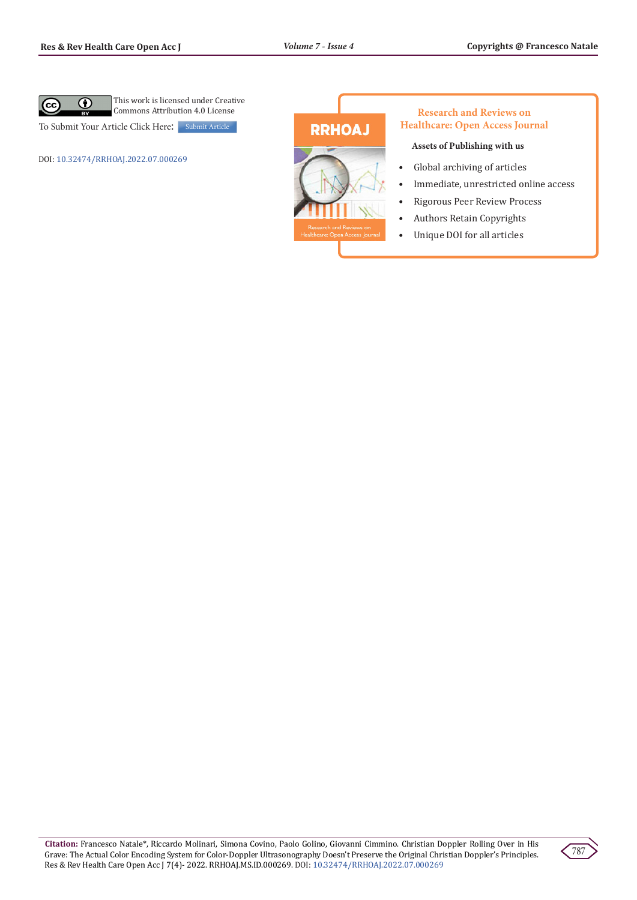This work is licensed under Creative Commons Attribution 4.0 License

To Submit Your Article Click Here: Submit Article

DOI: 10.32474/RRHOAJ.2022.07.000269

**Research and Reviews on Healthcare: Open Access Journal**

**Assets of Publishing with us**

- Global archiving of articles
- Immediate, unrestricted online access
- Rigorous Peer Review Process
- Authors Retain Copyrights
- Unique DOI for all articles

**Citation:** Francesco Natale*, Riccardo Molinari, Simona Covino, Paolo Golino, Giovanni Cimmino. Christian Doppler Rolling Over in His Grave: The Actual Color Encoding System for Color-Doppler Ultrasonography Doesn't Preserve the Original Christian Doppler's Principles. Res & Rev Health Care Open Acc J 7(4)- 2022. RRHOAJ.MS.ID.000269. DOI: 10.32474/RRHOAJ.2022.07.000269